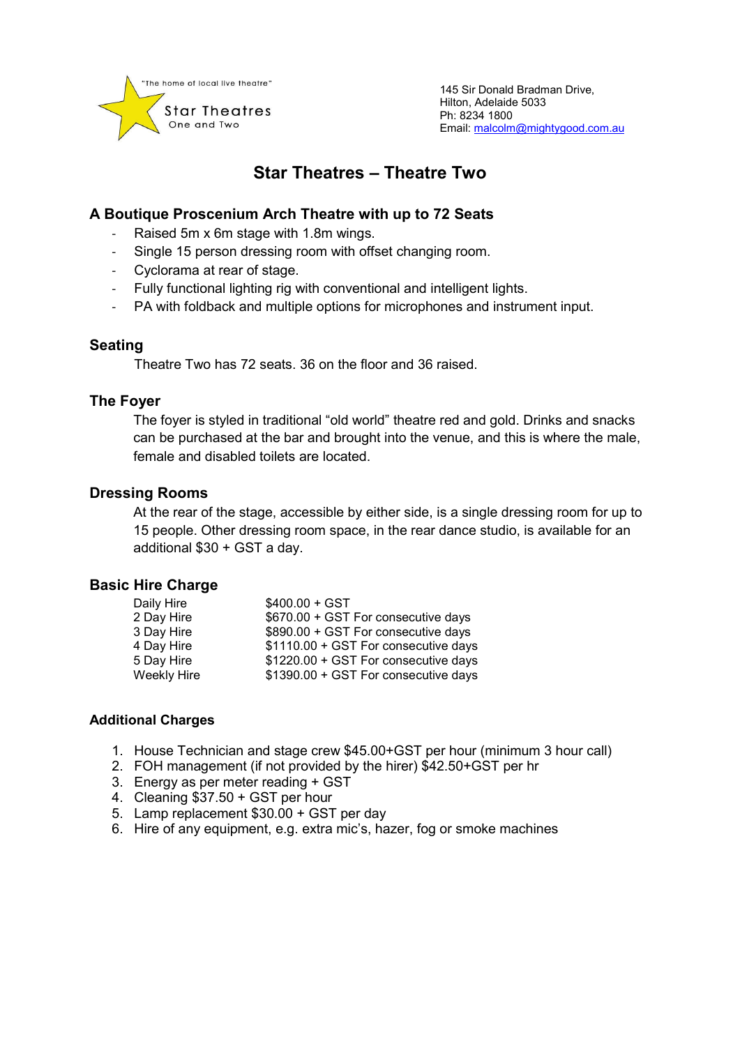"The home of local live theatre"

Star Theatres
One and Two

145 Sir Donald Bradman Drive,
Hilton, Adelaide 5033
Ph: 8234 1800
Email: malcolm@mightygood.com.au

# Star Theatres – Theatre Two

## A Boutique Proscenium Arch Theatre with up to 72 Seats

- Raised 5m x 6m stage with 1.8m wings.
- Single 15 person dressing room with offset changing room.
- Cyclorama at rear of stage.
- Fully functional lighting rig with conventional and intelligent lights.
- PA with foldback and multiple options for microphones and instrument input.

## Seating

Theatre Two has 72 seats. 36 on the floor and 36 raised.

## The Foyer

The foyer is styled in traditional "old world" theatre red and gold. Drinks and snacks can be purchased at the bar and brought into the venue, and this is where the male, female and disabled toilets are located.

## Dressing Rooms

At the rear of the stage, accessible by either side, is a single dressing room for up to 15 people. Other dressing room space, in the rear dance studio, is available for an additional $30 + GST a day.

## Basic Hire Charge

| | |
|---|---|
| Daily Hire | $400.00 + GST |
| 2 Day Hire | $670.00 + GST For consecutive days |
| 3 Day Hire | $890.00 + GST For consecutive days |
| 4 Day Hire | $1110.00 + GST For consecutive days |
| 5 Day Hire | $1220.00 + GST For consecutive days |
| Weekly Hire | $1390.00 + GST For consecutive days |

### Additional Charges

1. House Technician and stage crew $45.00+GST per hour (minimum 3 hour call)
2. FOH management (if not provided by the hirer) $42.50+GST per hr
3. Energy as per meter reading + GST
4. Cleaning $37.50 + GST per hour
5. Lamp replacement $30.00 + GST per day
6. Hire of any equipment, e.g. extra mic's, hazer, fog or smoke machines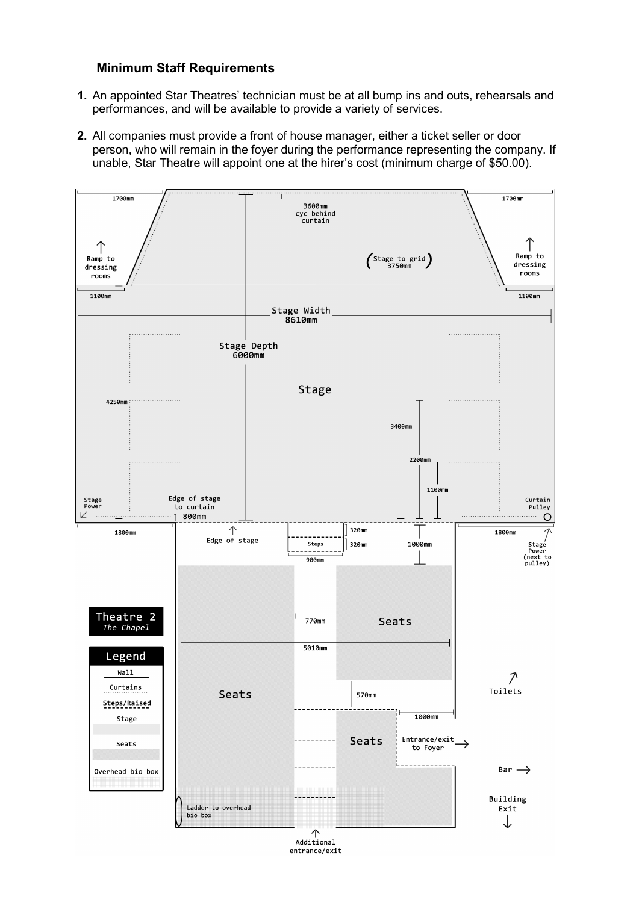### Minimum Staff Requirements

1. An appointed Star Theatres' technician must be at all bump ins and outs, rehearsals and performances, and will be available to provide a variety of services.

2. All companies must provide a front of house manager, either a ticket seller or door person, who will remain in the foyer during the performance representing the company. If unable, Star Theatre will appoint one at the hirer's cost (minimum charge of $50.00).

1700mm

3600mm
cyc behind
curtain

1700mm

Ramp to
dressing
rooms

(Stage to grid 3750mm)

Ramp to
dressing
rooms

1100mm

1100mm

Stage Width
8610mm

Stage Depth
6000mm

Stage

4250mm

3400mm

2200mm

1100mm

Stage
Power

Edge of stage
to curtain
800mm

Curtain
Pulley

1800mm

Edge of stage

320mm

Steps

320mm

900mm

1000mm

1800mm

Stage
Power
(next to
pulley)

Theatre 2
*The Chapel*

770mm

Seats

5010mm

Legend

Wall

Curtains

Steps/Raised

Stage

Seats

Overhead bio box

Seats

570mm

Toilets

1000mm

Seats

Entrance/exit
to Foyer

Bar

Building
Exit

Ladder to overhead
bio box

Additional
entrance/exit